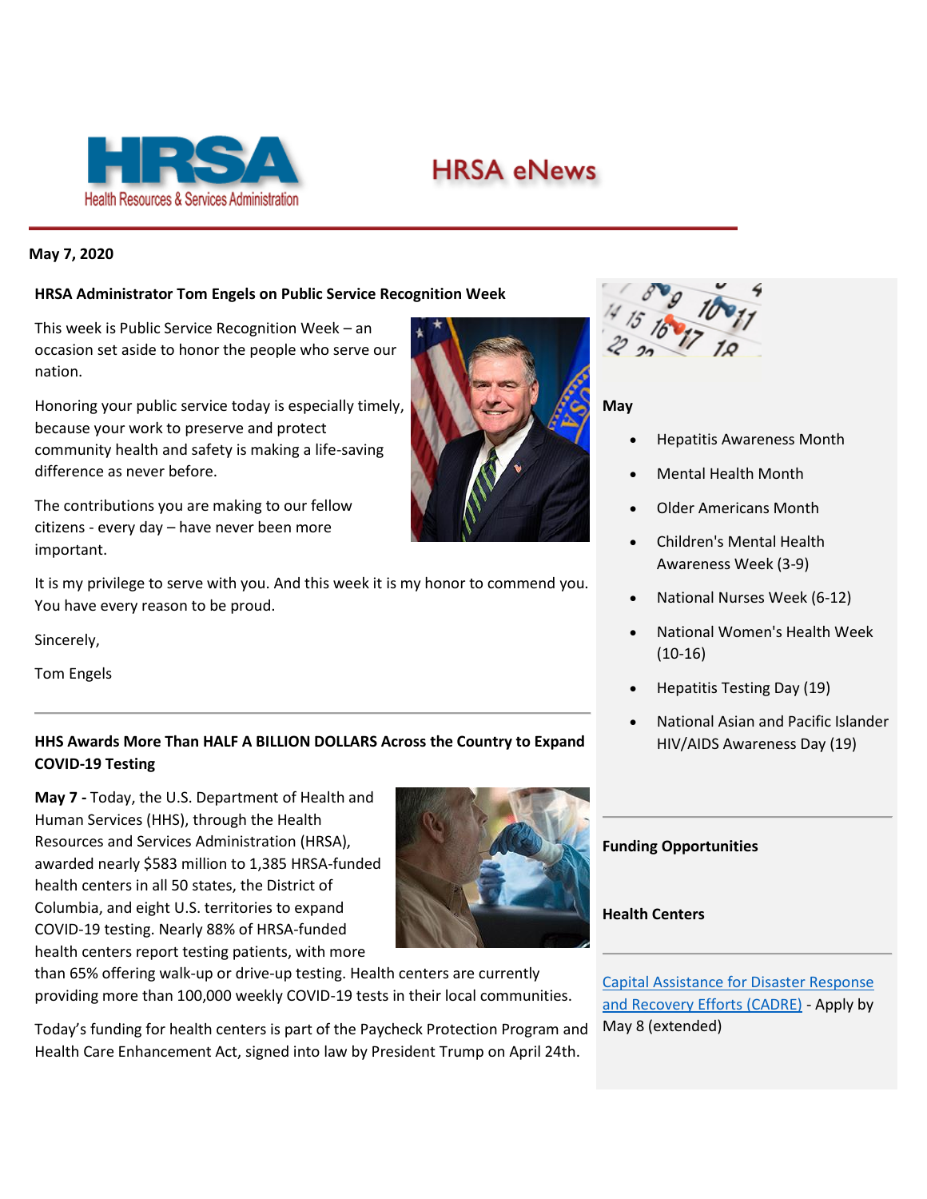# HRSA eNews

**May 7, 2020**

## HRSA Administrator Tom Engels on Public Service Recognition Week

This week is Public Service Recognition Week – an occasion set aside to honor the people who serve our nation.

Honoring your public service today is especially timely, because your work to preserve and protect community health and safety is making a life-saving difference as never before.

The contributions you are making to our fellow citizens - every day – have never been more important.

It is my privilege to serve with you. And this week it is my honor to commend you. You have every reason to be proud.

Sincerely,

Tom Engels

---

## HHS Awards More Than HALF A BILLION DOLLARS Across the Country to Expand COVID-19 Testing

**May 7 -** Today, the U.S. Department of Health and Human Services (HHS), through the Health Resources and Services Administration (HRSA), awarded nearly $583 million to 1,385 HRSA-funded health centers in all 50 states, the District of Columbia, and eight U.S. territories to expand COVID-19 testing. Nearly 88% of HRSA-funded health centers report testing patients, with more than 65% offering walk-up or drive-up testing. Health centers are currently providing more than 100,000 weekly COVID-19 tests in their local communities.

Today's funding for health centers is part of the Paycheck Protection Program and Health Care Enhancement Act, signed into law by President Trump on April 24th.

---

**May**

- Hepatitis Awareness Month
- Mental Health Month
- Older Americans Month
- Children's Mental Health Awareness Week (3-9)
- National Nurses Week (6-12)
- National Women's Health Week (10-16)
- Hepatitis Testing Day (19)
- National Asian and Pacific Islander HIV/AIDS Awareness Day (19)

---

**Funding Opportunities**

**Health Centers**

---

Capital Assistance for Disaster Response and Recovery Efforts (CADRE) - Apply by May 8 (extended)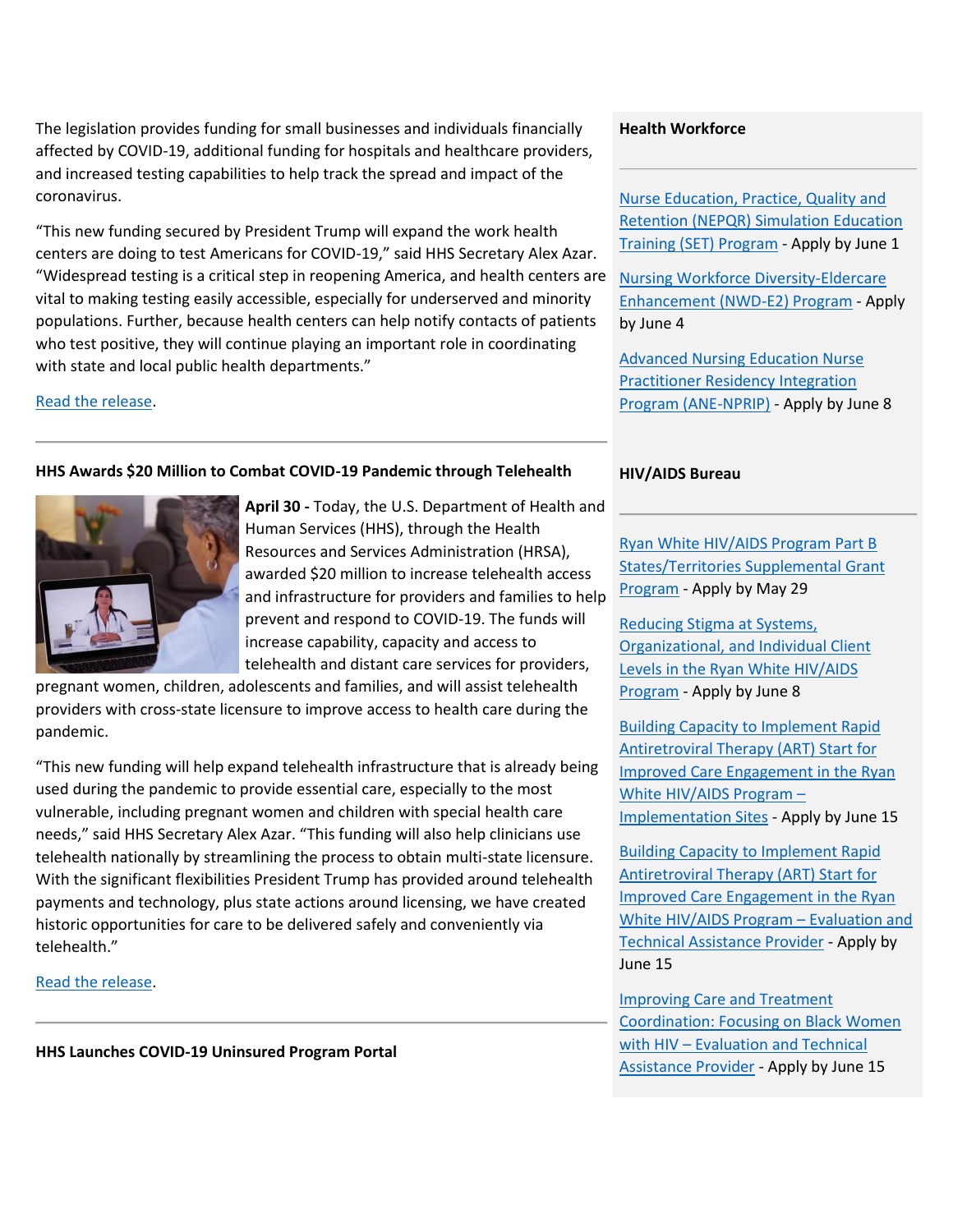The legislation provides funding for small businesses and individuals financially affected by COVID-19, additional funding for hospitals and healthcare providers, and increased testing capabilities to help track the spread and impact of the coronavirus.

"This new funding secured by President Trump will expand the work health centers are doing to test Americans for COVID-19," said HHS Secretary Alex Azar. "Widespread testing is a critical step in reopening America, and health centers are vital to making testing easily accessible, especially for underserved and minority populations. Further, because health centers can help notify contacts of patients who test positive, they will continue playing an important role in coordinating with state and local public health departments."

Read the release.

---

**HHS Awards $20 Million to Combat COVID-19 Pandemic through Telehealth**

**April 30 -** Today, the U.S. Department of Health and Human Services (HHS), through the Health Resources and Services Administration (HRSA), awarded $20 million to increase telehealth access and infrastructure for providers and families to help prevent and respond to COVID-19. The funds will increase capability, capacity and access to telehealth and distant care services for providers, pregnant women, children, adolescents and families, and will assist telehealth providers with cross-state licensure to improve access to health care during the pandemic.

"This new funding will help expand telehealth infrastructure that is already being used during the pandemic to provide essential care, especially to the most vulnerable, including pregnant women and children with special health care needs," said HHS Secretary Alex Azar. "This funding will also help clinicians use telehealth nationally by streamlining the process to obtain multi-state licensure. With the significant flexibilities President Trump has provided around telehealth payments and technology, plus state actions around licensing, we have created historic opportunities for care to be delivered safely and conveniently via telehealth."

Read the release.

---

**HHS Launches COVID-19 Uninsured Program Portal**

**Health Workforce**

---

Nurse Education, Practice, Quality and Retention (NEPQR) Simulation Education Training (SET) Program - Apply by June 1

Nursing Workforce Diversity-Eldercare Enhancement (NWD-E2) Program - Apply by June 4

Advanced Nursing Education Nurse Practitioner Residency Integration Program (ANE-NPRIP) - Apply by June 8

**HIV/AIDS Bureau**

---

Ryan White HIV/AIDS Program Part B States/Territories Supplemental Grant Program - Apply by May 29

Reducing Stigma at Systems, Organizational, and Individual Client Levels in the Ryan White HIV/AIDS Program - Apply by June 8

Building Capacity to Implement Rapid Antiretroviral Therapy (ART) Start for Improved Care Engagement in the Ryan White HIV/AIDS Program – Implementation Sites - Apply by June 15

Building Capacity to Implement Rapid Antiretroviral Therapy (ART) Start for Improved Care Engagement in the Ryan White HIV/AIDS Program – Evaluation and Technical Assistance Provider - Apply by June 15

Improving Care and Treatment Coordination: Focusing on Black Women with HIV – Evaluation and Technical Assistance Provider - Apply by June 15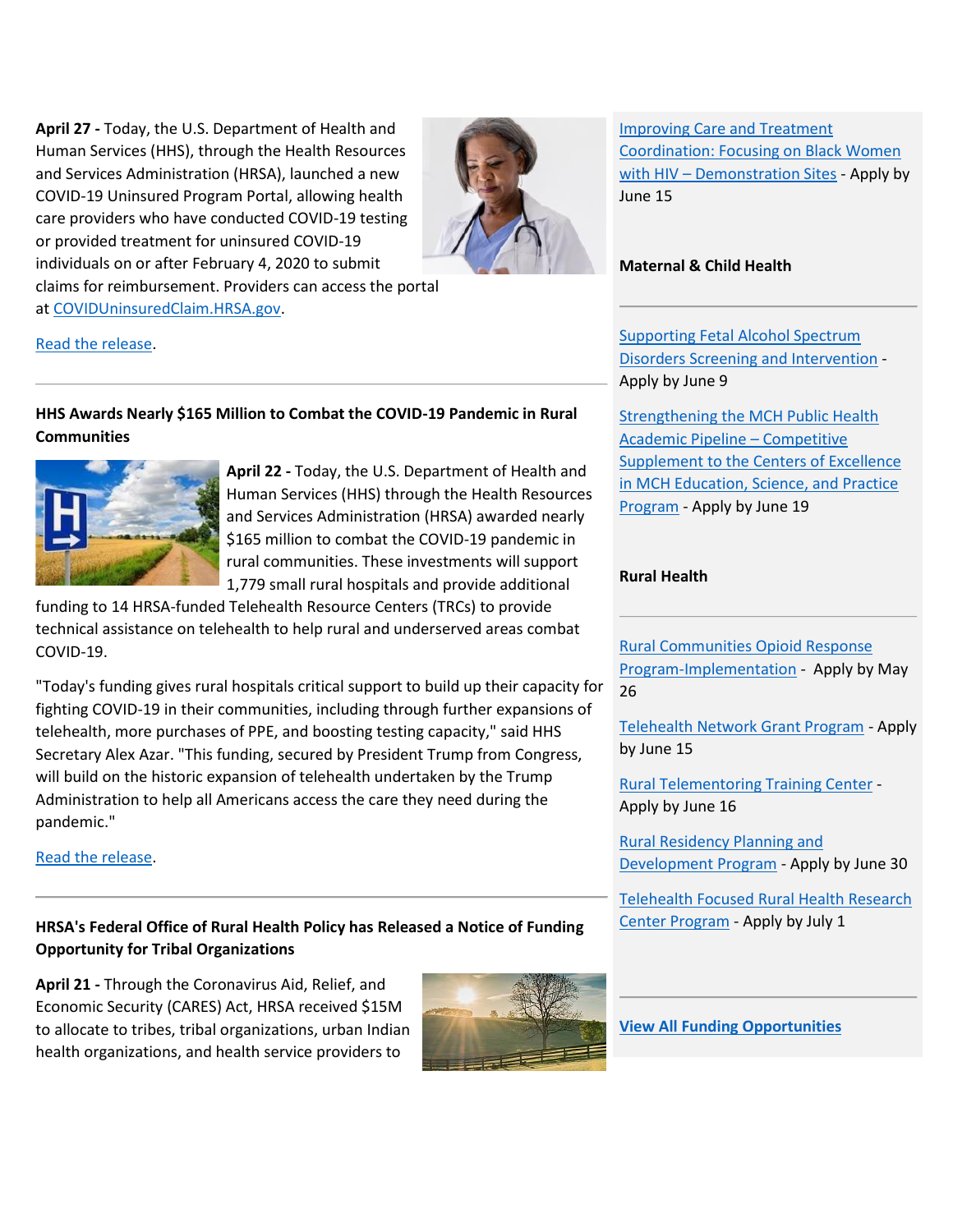**April 27 -** Today, the U.S. Department of Health and Human Services (HHS), through the Health Resources and Services Administration (HRSA), launched a new COVID-19 Uninsured Program Portal, allowing health care providers who have conducted COVID-19 testing or provided treatment for uninsured COVID-19 individuals on or after February 4, 2020 to submit claims for reimbursement. Providers can access the portal at [COVIDUninsuredClaim.HRSA.gov](COVIDUninsuredClaim.HRSA.gov).

[Read the release](#).

---

**HHS Awards Nearly $165 Million to Combat the COVID-19 Pandemic in Rural Communities**

**April 22 -** Today, the U.S. Department of Health and Human Services (HHS) through the Health Resources and Services Administration (HRSA) awarded nearly $165 million to combat the COVID-19 pandemic in rural communities. These investments will support 1,779 small rural hospitals and provide additional funding to 14 HRSA-funded Telehealth Resource Centers (TRCs) to provide technical assistance on telehealth to help rural and underserved areas combat COVID-19.

"Today's funding gives rural hospitals critical support to build up their capacity for fighting COVID-19 in their communities, including through further expansions of telehealth, more purchases of PPE, and boosting testing capacity," said HHS Secretary Alex Azar. "This funding, secured by President Trump from Congress, will build on the historic expansion of telehealth undertaken by the Trump Administration to help all Americans access the care they need during the pandemic."

[Read the release](#).

---

**HRSA's Federal Office of Rural Health Policy has Released a Notice of Funding Opportunity for Tribal Organizations**

**April 21 -** Through the Coronavirus Aid, Relief, and Economic Security (CARES) Act, HRSA received $15M to allocate to tribes, tribal organizations, urban Indian health organizations, and health service providers to

---

[Improving Care and Treatment Coordination: Focusing on Black Women with HIV – Demonstration Sites](#) - Apply by June 15

**Maternal & Child Health**

---

[Supporting Fetal Alcohol Spectrum Disorders Screening and Intervention](#) - Apply by June 9

[Strengthening the MCH Public Health Academic Pipeline – Competitive Supplement to the Centers of Excellence in MCH Education, Science, and Practice Program](#) - Apply by June 19

**Rural Health**

---

[Rural Communities Opioid Response Program-Implementation](#) - Apply by May 26

[Telehealth Network Grant Program](#) - Apply by June 15

[Rural Telementoring Training Center](#) - Apply by June 16

[Rural Residency Planning and Development Program](#) - Apply by June 30

[Telehealth Focused Rural Health Research Center Program](#) - Apply by July 1

---

[**View All Funding Opportunities**](#)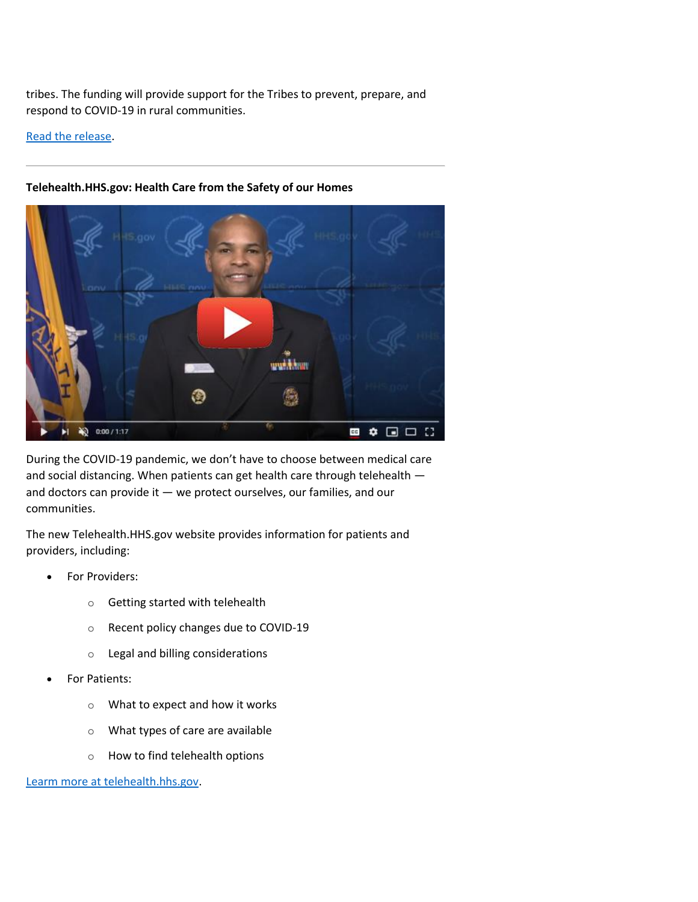tribes. The funding will provide support for the Tribes to prevent, prepare, and respond to COVID-19 in rural communities.

Read the release.

---

**Telehealth.HHS.gov: Health Care from the Safety of our Homes**

During the COVID-19 pandemic, we don't have to choose between medical care and social distancing. When patients can get health care through telehealth — and doctors can provide it — we protect ourselves, our families, and our communities.

The new Telehealth.HHS.gov website provides information for patients and providers, including:

- For Providers:
  - Getting started with telehealth
  - Recent policy changes due to COVID-19
  - Legal and billing considerations
- For Patients:
  - What to expect and how it works
  - What types of care are available
  - How to find telehealth options

Learn more at telehealth.hhs.gov.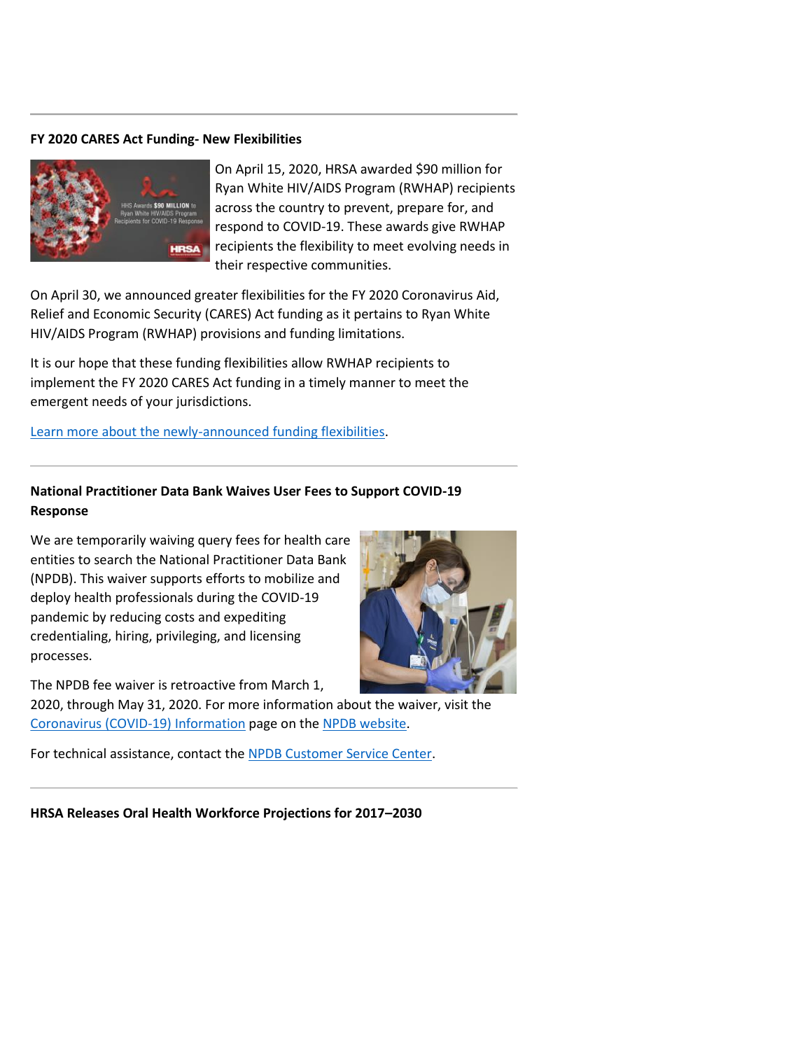---

**FY 2020 CARES Act Funding- New Flexibilities**

On April 15, 2020, HRSA awarded $90 million for Ryan White HIV/AIDS Program (RWHAP) recipients across the country to prevent, prepare for, and respond to COVID-19. These awards give RWHAP recipients the flexibility to meet evolving needs in their respective communities.

On April 30, we announced greater flexibilities for the FY 2020 Coronavirus Aid, Relief and Economic Security (CARES) Act funding as it pertains to Ryan White HIV/AIDS Program (RWHAP) provisions and funding limitations.

It is our hope that these funding flexibilities allow RWHAP recipients to implement the FY 2020 CARES Act funding in a timely manner to meet the emergent needs of your jurisdictions.

Learn more about the newly-announced funding flexibilities.

---

**National Practitioner Data Bank Waives User Fees to Support COVID-19 Response**

We are temporarily waiving query fees for health care entities to search the National Practitioner Data Bank (NPDB). This waiver supports efforts to mobilize and deploy health professionals during the COVID-19 pandemic by reducing costs and expediting credentialing, hiring, privileging, and licensing processes.

The NPDB fee waiver is retroactive from March 1, 2020, through May 31, 2020. For more information about the waiver, visit the Coronavirus (COVID-19) Information page on the NPDB website.

For technical assistance, contact the NPDB Customer Service Center.

---

**HRSA Releases Oral Health Workforce Projections for 2017–2030**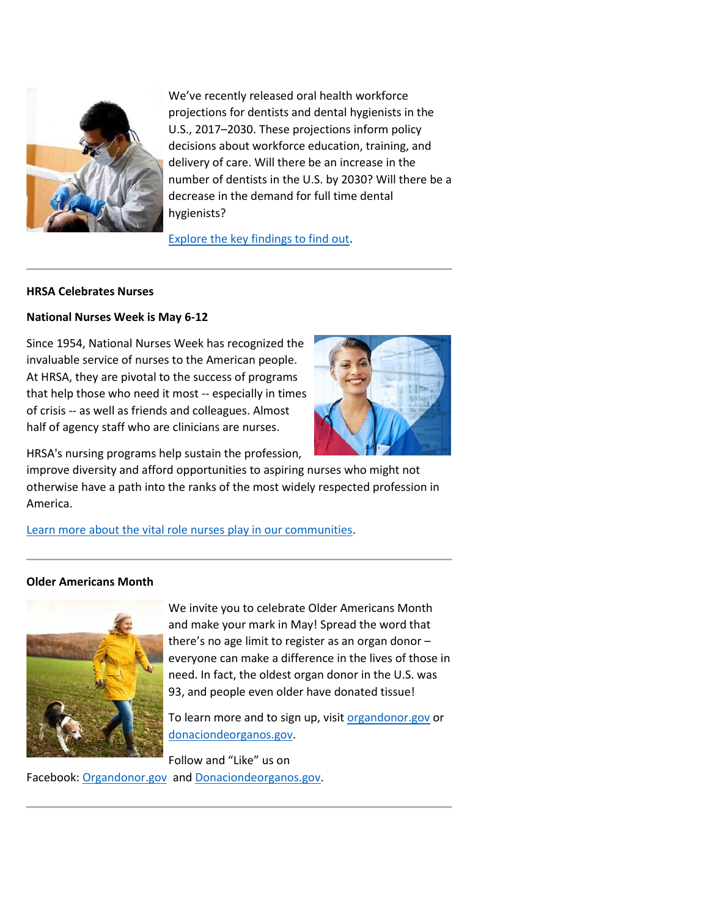We've recently released oral health workforce projections for dentists and dental hygienists in the U.S., 2017–2030. These projections inform policy decisions about workforce education, training, and delivery of care. Will there be an increase in the number of dentists in the U.S. by 2030? Will there be a decrease in the demand for full time dental hygienists?

Explore the key findings to find out.

---

**HRSA Celebrates Nurses**

**National Nurses Week is May 6-12**

Since 1954, National Nurses Week has recognized the invaluable service of nurses to the American people. At HRSA, they are pivotal to the success of programs that help those who need it most -- especially in times of crisis -- as well as friends and colleagues. Almost half of agency staff who are clinicians are nurses.

HRSA's nursing programs help sustain the profession, improve diversity and afford opportunities to aspiring nurses who might not otherwise have a path into the ranks of the most widely respected profession in America.

Learn more about the vital role nurses play in our communities.

---

**Older Americans Month**

We invite you to celebrate Older Americans Month and make your mark in May! Spread the word that there's no age limit to register as an organ donor – everyone can make a difference in the lives of those in need. In fact, the oldest organ donor in the U.S. was 93, and people even older have donated tissue!

To learn more and to sign up, visit organdonor.gov or donaciondeorganos.gov.

Follow and "Like" us on Facebook: Organdonor.gov and Donaciondeorganos.gov.

---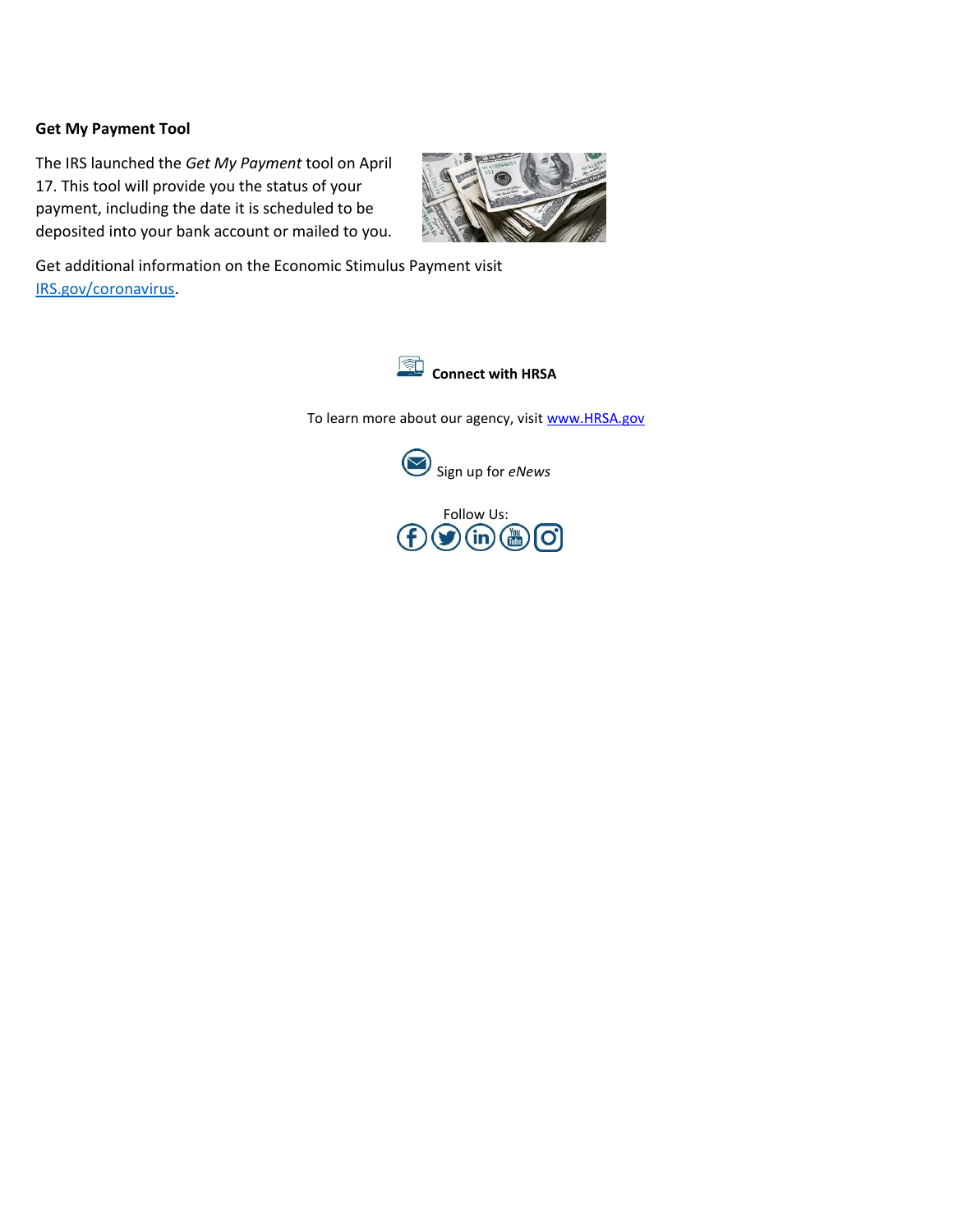**Get My Payment Tool**

The IRS launched the *Get My Payment* tool on April 17. This tool will provide you the status of your payment, including the date it is scheduled to be deposited into your bank account or mailed to you.

Get additional information on the Economic Stimulus Payment visit [IRS.gov/coronavirus](IRS.gov/coronavirus).

**Connect with HRSA**

To learn more about our agency, visit [www.HRSA.gov](www.HRSA.gov)

Sign up for *eNews*

Follow Us: